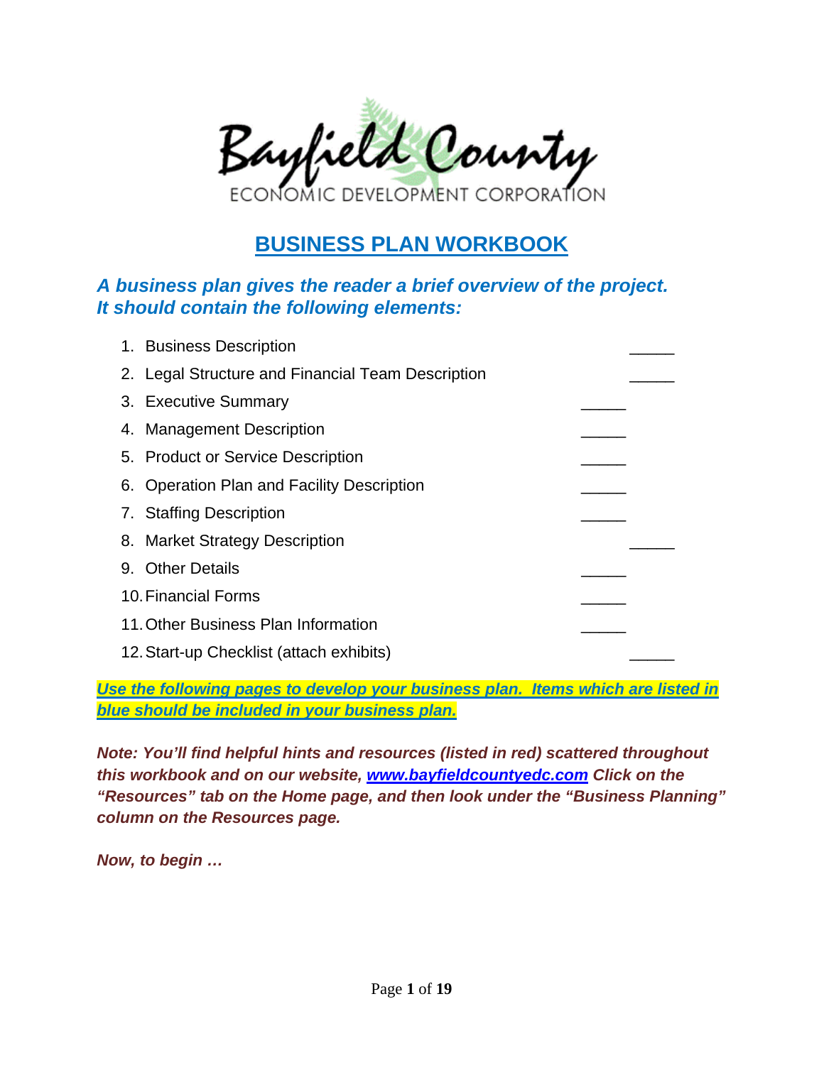Bayfield County

ECONOMIC DEVELOPMENT CORPORATION

# BUSINESS PLAN WORKBOOK

***A business plan gives the reader a brief overview of the project. It should contain the following elements:***

1. Business Description _____
2. Legal Structure and Financial Team Description _____
3. Executive Summary _____
4. Management Description _____
5. Product or Service Description _____
6. Operation Plan and Facility Description _____
7. Staffing Description _____
8. Market Strategy Description _____
9. Other Details _____
10. Financial Forms _____
11. Other Business Plan Information _____
12. Start-up Checklist (attach exhibits) _____

***Use the following pages to develop your business plan. Items which are listed in blue should be included in your business plan.***

***Note: You'll find helpful hints and resources (listed in red) scattered throughout this workbook and on our website, www.bayfieldcountyedc.com Click on the "Resources" tab on the Home page, and then look under the "Business Planning" column on the Resources page.***

***Now, to begin …***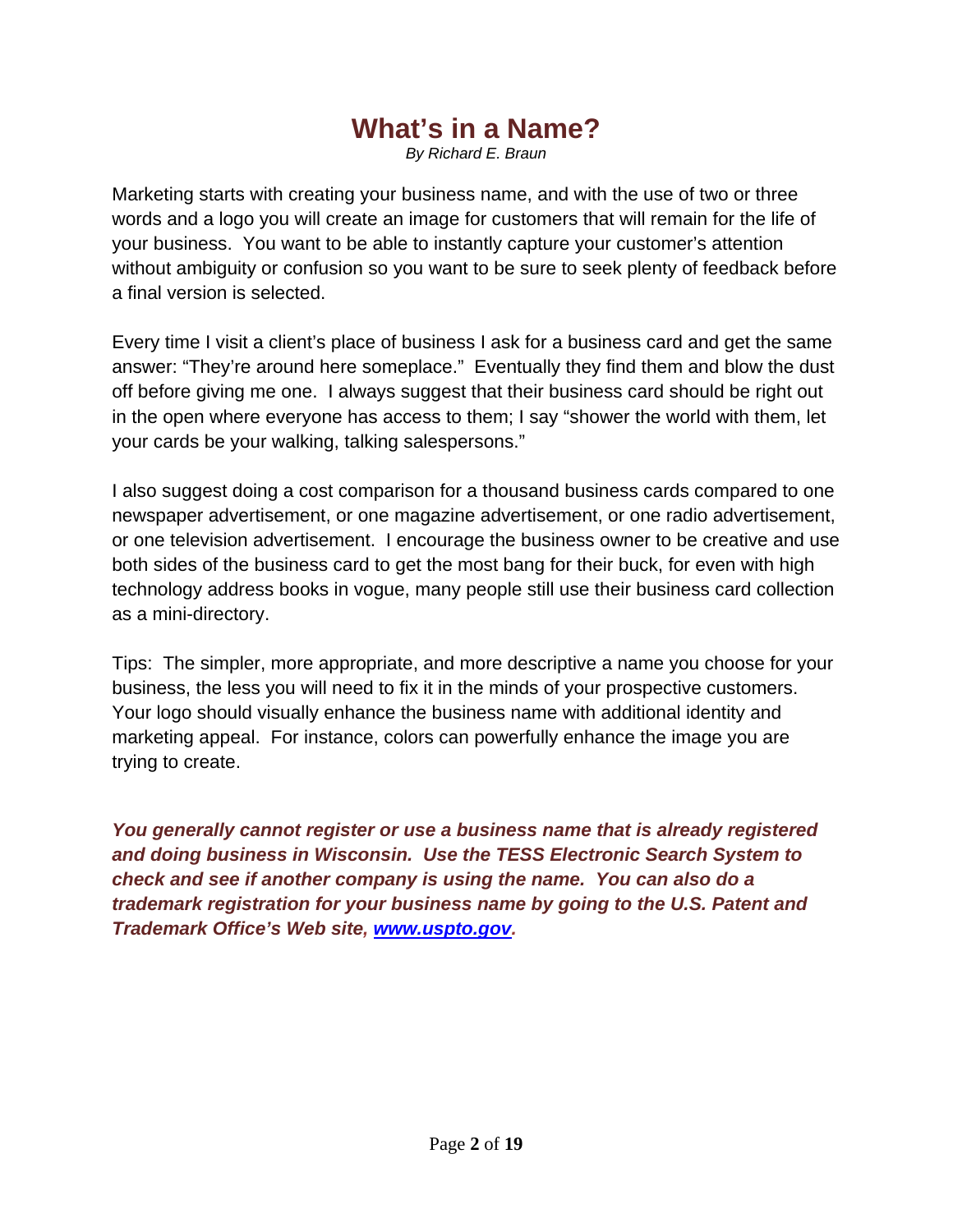# What's in a Name?

*By Richard E. Braun*

Marketing starts with creating your business name, and with the use of two or three words and a logo you will create an image for customers that will remain for the life of your business. You want to be able to instantly capture your customer's attention without ambiguity or confusion so you want to be sure to seek plenty of feedback before a final version is selected.

Every time I visit a client's place of business I ask for a business card and get the same answer: "They're around here someplace." Eventually they find them and blow the dust off before giving me one. I always suggest that their business card should be right out in the open where everyone has access to them; I say "shower the world with them, let your cards be your walking, talking salespersons."

I also suggest doing a cost comparison for a thousand business cards compared to one newspaper advertisement, or one magazine advertisement, or one radio advertisement, or one television advertisement. I encourage the business owner to be creative and use both sides of the business card to get the most bang for their buck, for even with high technology address books in vogue, many people still use their business card collection as a mini-directory.

Tips: The simpler, more appropriate, and more descriptive a name you choose for your business, the less you will need to fix it in the minds of your prospective customers. Your logo should visually enhance the business name with additional identity and marketing appeal. For instance, colors can powerfully enhance the image you are trying to create.

***You generally cannot register or use a business name that is already registered and doing business in Wisconsin. Use the TESS Electronic Search System to check and see if another company is using the name. You can also do a trademark registration for your business name by going to the U.S. Patent and Trademark Office's Web site, [www.uspto.gov](http://www.uspto.gov).***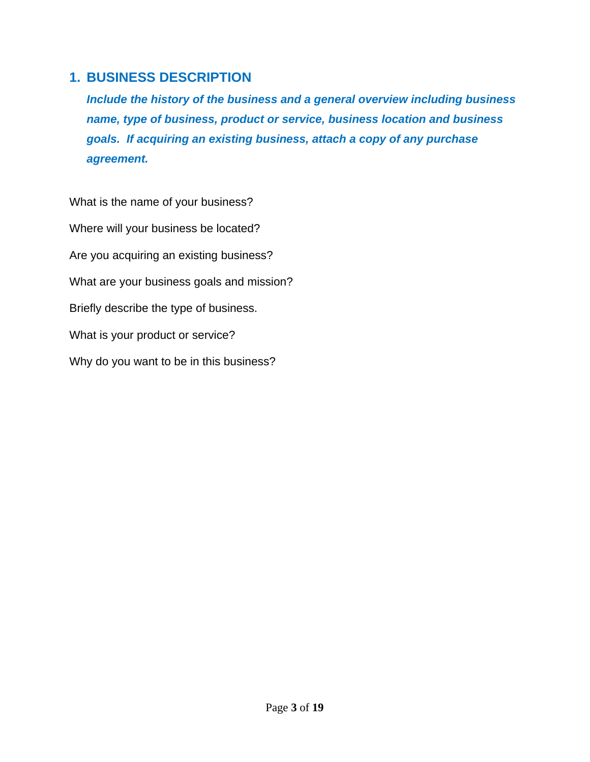## 1. BUSINESS DESCRIPTION

***Include the history of the business and a general overview including business name, type of business, product or service, business location and business goals. If acquiring an existing business, attach a copy of any purchase agreement.***

What is the name of your business?

Where will your business be located?

Are you acquiring an existing business?

What are your business goals and mission?

Briefly describe the type of business.

What is your product or service?

Why do you want to be in this business?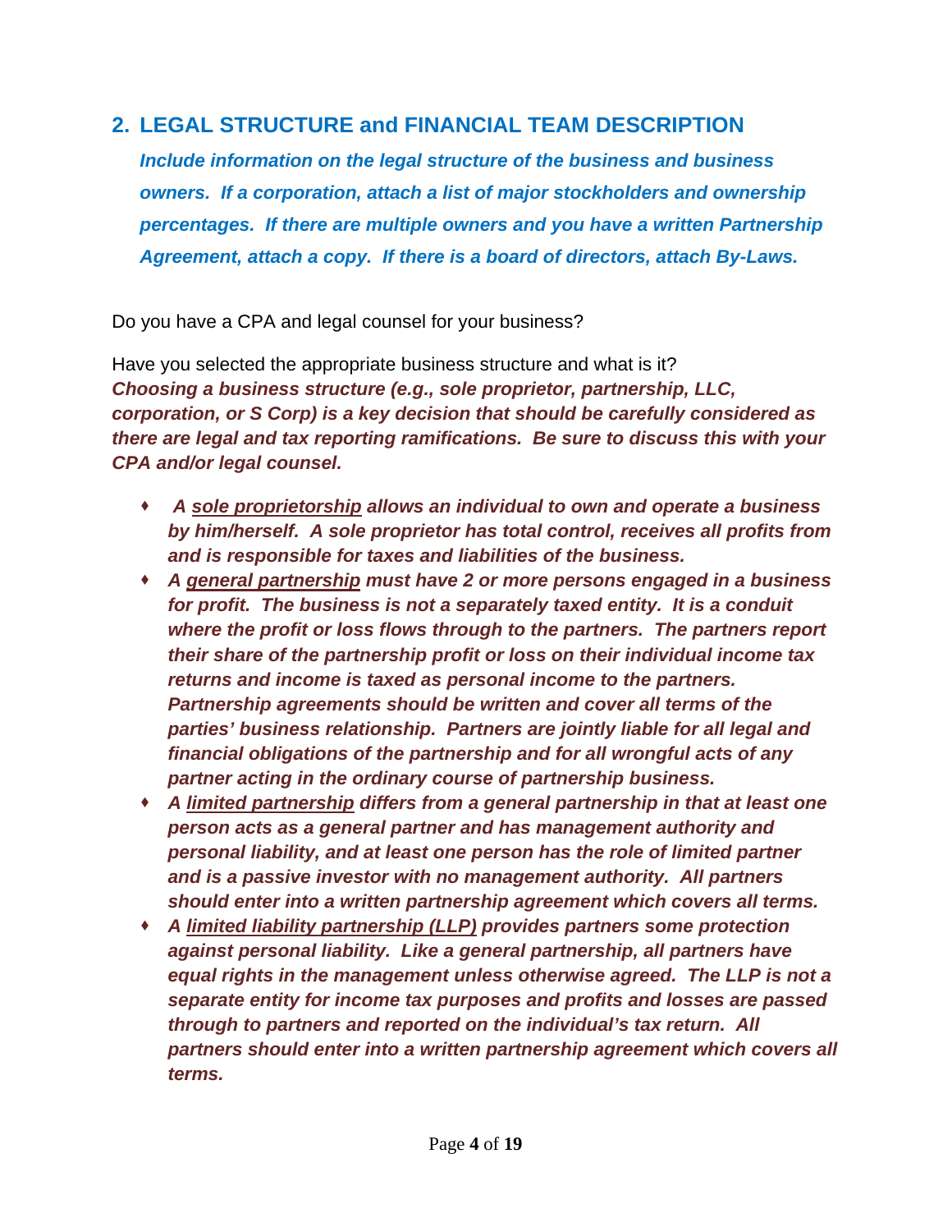## 2. LEGAL STRUCTURE and FINANCIAL TEAM DESCRIPTION

***Include information on the legal structure of the business and business owners. If a corporation, attach a list of major stockholders and ownership percentages. If there are multiple owners and you have a written Partnership Agreement, attach a copy. If there is a board of directors, attach By-Laws.***

Do you have a CPA and legal counsel for your business?

Have you selected the appropriate business structure and what is it?
***Choosing a business structure (e.g., sole proprietor, partnership, LLC, corporation, or S Corp) is a key decision that should be carefully considered as there are legal and tax reporting ramifications. Be sure to discuss this with your CPA and/or legal counsel.***

- ***A <u>sole proprietorship</u> allows an individual to own and operate a business by him/herself. A sole proprietor has total control, receives all profits from and is responsible for taxes and liabilities of the business.***
- ***A <u>general partnership</u> must have 2 or more persons engaged in a business for profit. The business is not a separately taxed entity. It is a conduit where the profit or loss flows through to the partners. The partners report their share of the partnership profit or loss on their individual income tax returns and income is taxed as personal income to the partners. Partnership agreements should be written and cover all terms of the parties' business relationship. Partners are jointly liable for all legal and financial obligations of the partnership and for all wrongful acts of any partner acting in the ordinary course of partnership business.***
- ***A <u>limited partnership</u> differs from a general partnership in that at least one person acts as a general partner and has management authority and personal liability, and at least one person has the role of limited partner and is a passive investor with no management authority. All partners should enter into a written partnership agreement which covers all terms.***
- ***A <u>limited liability partnership (LLP)</u> provides partners some protection against personal liability. Like a general partnership, all partners have equal rights in the management unless otherwise agreed. The LLP is not a separate entity for income tax purposes and profits and losses are passed through to partners and reported on the individual's tax return. All partners should enter into a written partnership agreement which covers all terms.***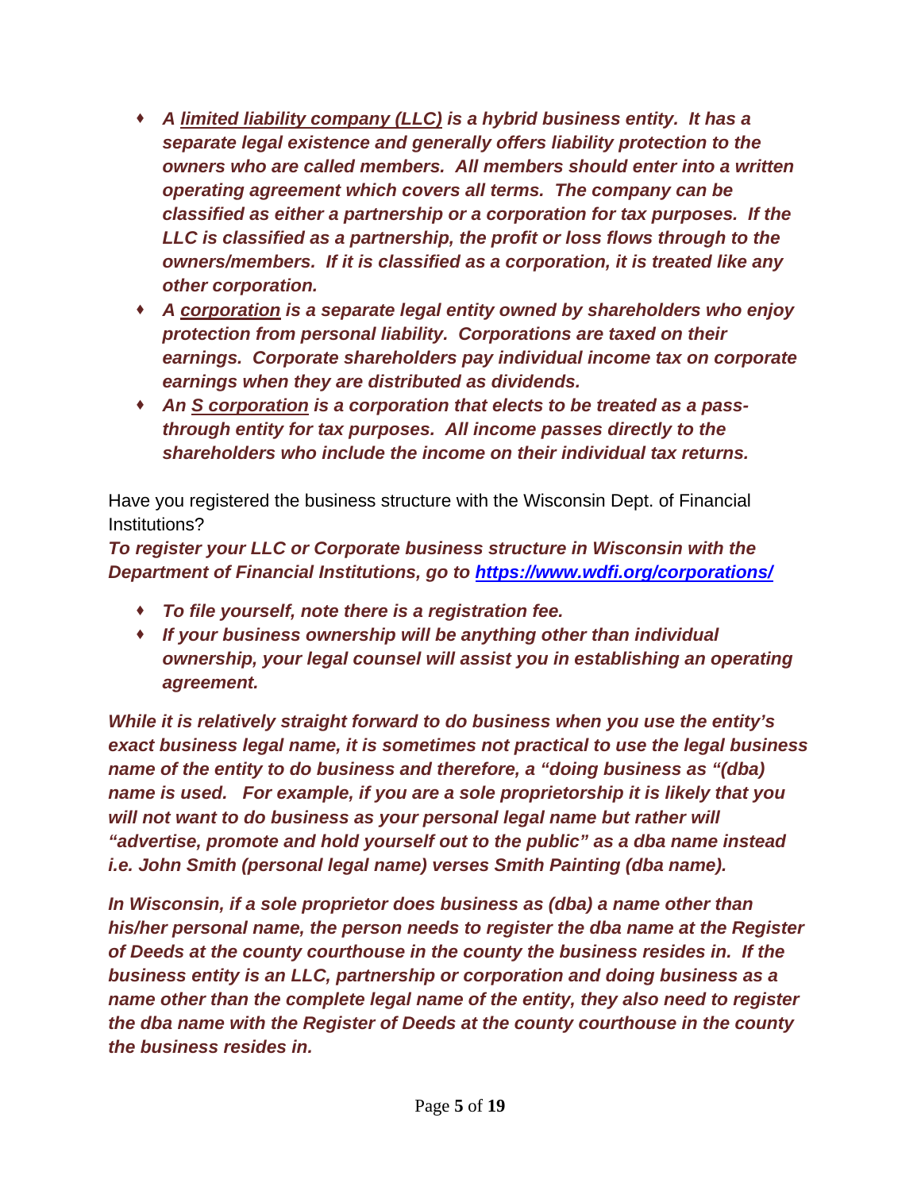- ***A <u>limited liability company (LLC)</u> is a hybrid business entity. It has a separate legal existence and generally offers liability protection to the owners who are called members. All members should enter into a written operating agreement which covers all terms. The company can be classified as either a partnership or a corporation for tax purposes. If the LLC is classified as a partnership, the profit or loss flows through to the owners/members. If it is classified as a corporation, it is treated like any other corporation.***
- ***A <u>corporation</u> is a separate legal entity owned by shareholders who enjoy protection from personal liability. Corporations are taxed on their earnings. Corporate shareholders pay individual income tax on corporate earnings when they are distributed as dividends.***
- ***An <u>S corporation</u> is a corporation that elects to be treated as a pass-through entity for tax purposes. All income passes directly to the shareholders who include the income on their individual tax returns.***

Have you registered the business structure with the Wisconsin Dept. of Financial Institutions?

***To register your LLC or Corporate business structure in Wisconsin with the Department of Financial Institutions, go to [https://www.wdfi.org/corporations/](https://www.wdfi.org/corporations/)***

- ***To file yourself, note there is a registration fee.***
- ***If your business ownership will be anything other than individual ownership, your legal counsel will assist you in establishing an operating agreement.***

***While it is relatively straight forward to do business when you use the entity's exact business legal name, it is sometimes not practical to use the legal business name of the entity to do business and therefore, a "doing business as "(dba) name is used. For example, if you are a sole proprietorship it is likely that you will not want to do business as your personal legal name but rather will "advertise, promote and hold yourself out to the public" as a dba name instead i.e. John Smith (personal legal name) verses Smith Painting (dba name).***

***In Wisconsin, if a sole proprietor does business as (dba) a name other than his/her personal name, the person needs to register the dba name at the Register of Deeds at the county courthouse in the county the business resides in. If the business entity is an LLC, partnership or corporation and doing business as a name other than the complete legal name of the entity, they also need to register the dba name with the Register of Deeds at the county courthouse in the county the business resides in.***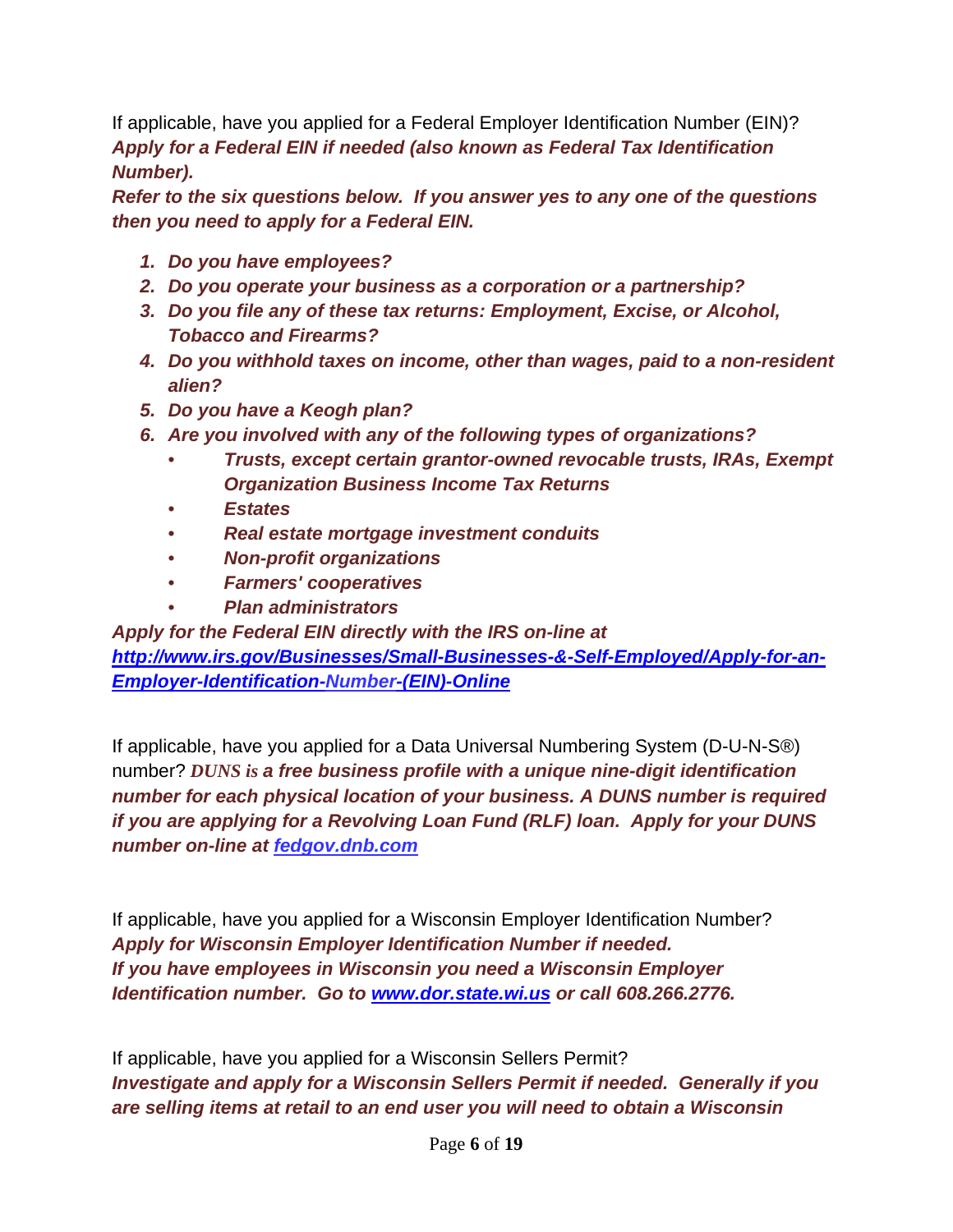If applicable, have you applied for a Federal Employer Identification Number (EIN)?
***Apply for a Federal EIN if needed (also known as Federal Tax Identification Number).***
***Refer to the six questions below. If you answer yes to any one of the questions then you need to apply for a Federal EIN.***

1. ***Do you have employees?***
2. ***Do you operate your business as a corporation or a partnership?***
3. ***Do you file any of these tax returns: Employment, Excise, or Alcohol, Tobacco and Firearms?***
4. ***Do you withhold taxes on income, other than wages, paid to a non-resident alien?***
5. ***Do you have a Keogh plan?***
6. ***Are you involved with any of the following types of organizations?***
    - ***Trusts, except certain grantor-owned revocable trusts, IRAs, Exempt Organization Business Income Tax Returns***
    - ***Estates***
    - ***Real estate mortgage investment conduits***
    - ***Non-profit organizations***
    - ***Farmers' cooperatives***
    - ***Plan administrators***

***Apply for the Federal EIN directly with the IRS on-line at [http://www.irs.gov/Businesses/Small-Businesses-&-Self-Employed/Apply-for-an-Employer-Identification-Number-(EIN)-Online](http://www.irs.gov/Businesses/Small-Businesses-&-Self-Employed/Apply-for-an-Employer-Identification-Number-(EIN)-Online)***

If applicable, have you applied for a Data Universal Numbering System (D-U-N-S®) number? ***DUNS is a free business profile with a unique nine-digit identification number for each physical location of your business. A DUNS number is required if you are applying for a Revolving Loan Fund (RLF) loan. Apply for your DUNS number on-line at [fedgov.dnb.com](http://fedgov.dnb.com)***

If applicable, have you applied for a Wisconsin Employer Identification Number?
***Apply for Wisconsin Employer Identification Number if needed.***
***If you have employees in Wisconsin you need a Wisconsin Employer Identification number. Go to [www.dor.state.wi.us](http://www.dor.state.wi.us) or call 608.266.2776.***

If applicable, have you applied for a Wisconsin Sellers Permit?
***Investigate and apply for a Wisconsin Sellers Permit if needed. Generally if you are selling items at retail to an end user you will need to obtain a Wisconsin***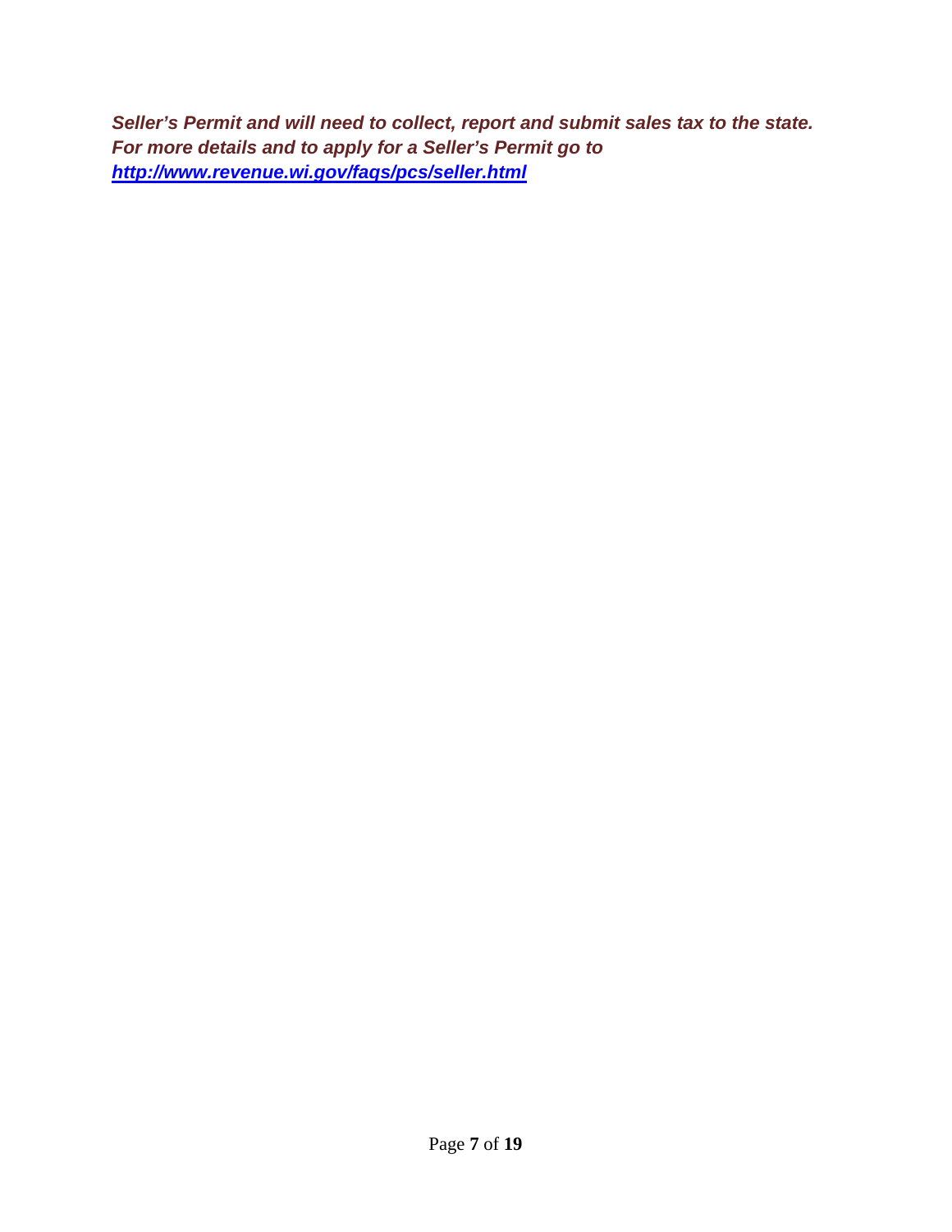***Seller's Permit and will need to collect, report and submit sales tax to the state. For more details and to apply for a Seller's Permit go to [http://www.revenue.wi.gov/faqs/pcs/seller.html](http://www.revenue.wi.gov/faqs/pcs/seller.html)***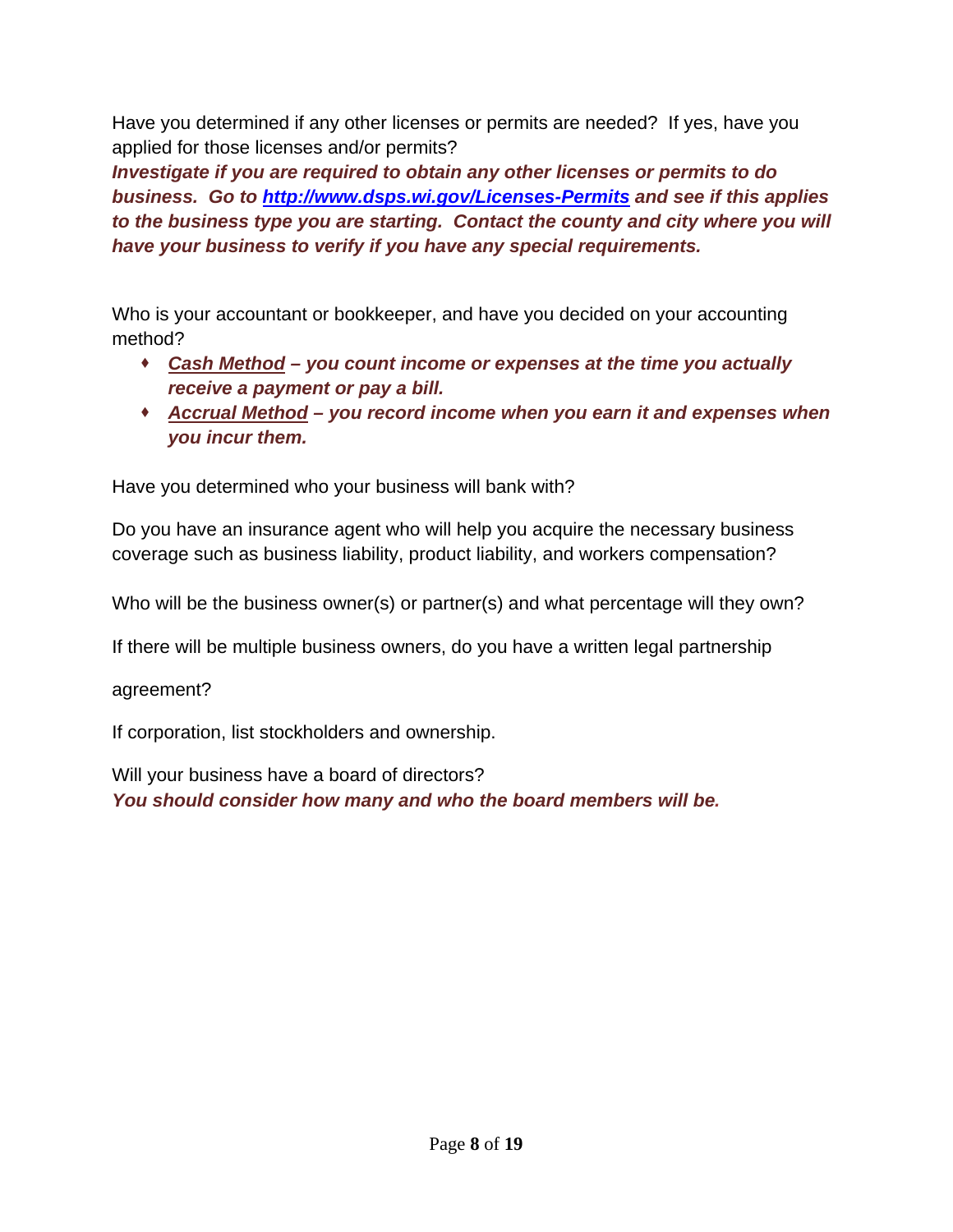Have you determined if any other licenses or permits are needed? If yes, have you applied for those licenses and/or permits?

***Investigate if you are required to obtain any other licenses or permits to do business. Go to [http://www.dsps.wi.gov/Licenses-Permits](http://www.dsps.wi.gov/Licenses-Permits) and see if this applies to the business type you are starting. Contact the county and city where you will have your business to verify if you have any special requirements.***

Who is your accountant or bookkeeper, and have you decided on your accounting method?

- ***Cash Method – you count income or expenses at the time you actually receive a payment or pay a bill.***
- ***Accrual Method – you record income when you earn it and expenses when you incur them.***

Have you determined who your business will bank with?

Do you have an insurance agent who will help you acquire the necessary business coverage such as business liability, product liability, and workers compensation?

Who will be the business owner(s) or partner(s) and what percentage will they own?

If there will be multiple business owners, do you have a written legal partnership agreement?

If corporation, list stockholders and ownership.

Will your business have a board of directors?

***You should consider how many and who the board members will be.***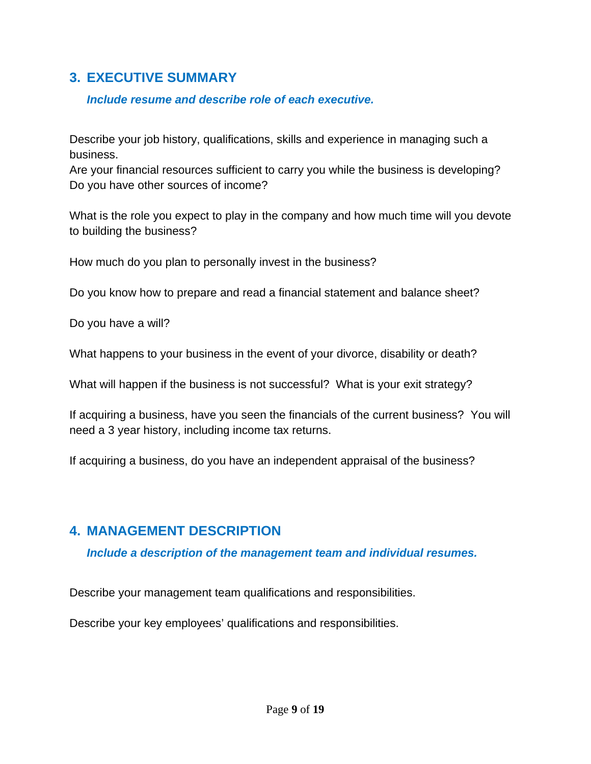## 3. EXECUTIVE SUMMARY

***Include resume and describe role of each executive.***

Describe your job history, qualifications, skills and experience in managing such a business.
Are your financial resources sufficient to carry you while the business is developing?
Do you have other sources of income?

What is the role you expect to play in the company and how much time will you devote to building the business?

How much do you plan to personally invest in the business?

Do you know how to prepare and read a financial statement and balance sheet?

Do you have a will?

What happens to your business in the event of your divorce, disability or death?

What will happen if the business is not successful? What is your exit strategy?

If acquiring a business, have you seen the financials of the current business? You will need a 3 year history, including income tax returns.

If acquiring a business, do you have an independent appraisal of the business?

## 4. MANAGEMENT DESCRIPTION

***Include a description of the management team and individual resumes.***

Describe your management team qualifications and responsibilities.

Describe your key employees' qualifications and responsibilities.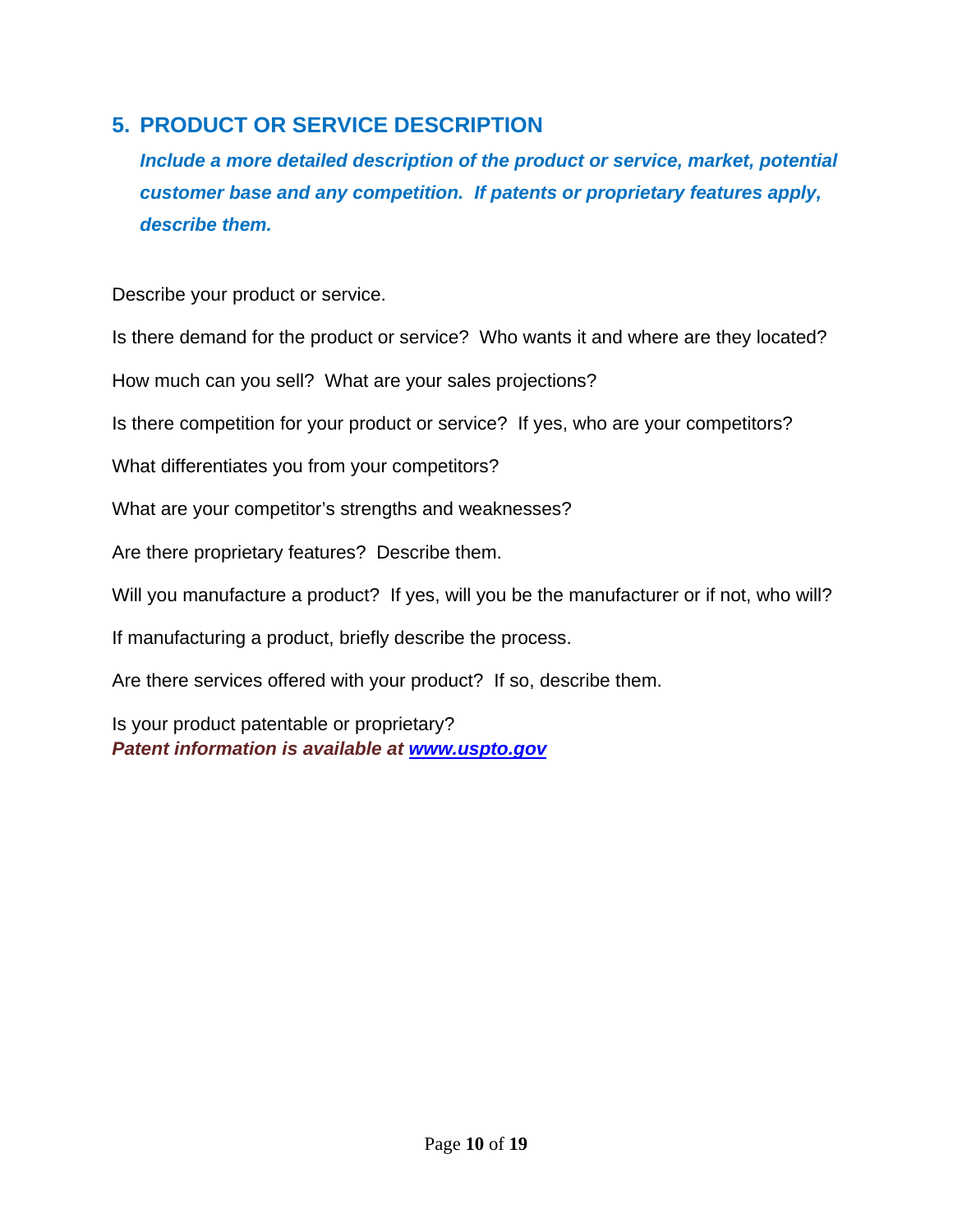## 5. PRODUCT OR SERVICE DESCRIPTION

***Include a more detailed description of the product or service, market, potential customer base and any competition. If patents or proprietary features apply, describe them.***

Describe your product or service.

Is there demand for the product or service? Who wants it and where are they located?

How much can you sell? What are your sales projections?

Is there competition for your product or service? If yes, who are your competitors?

What differentiates you from your competitors?

What are your competitor's strengths and weaknesses?

Are there proprietary features? Describe them.

Will you manufacture a product? If yes, will you be the manufacturer or if not, who will?

If manufacturing a product, briefly describe the process.

Are there services offered with your product? If so, describe them.

Is your product patentable or proprietary?
***Patent information is available at [www.uspto.gov](http://www.uspto.gov)***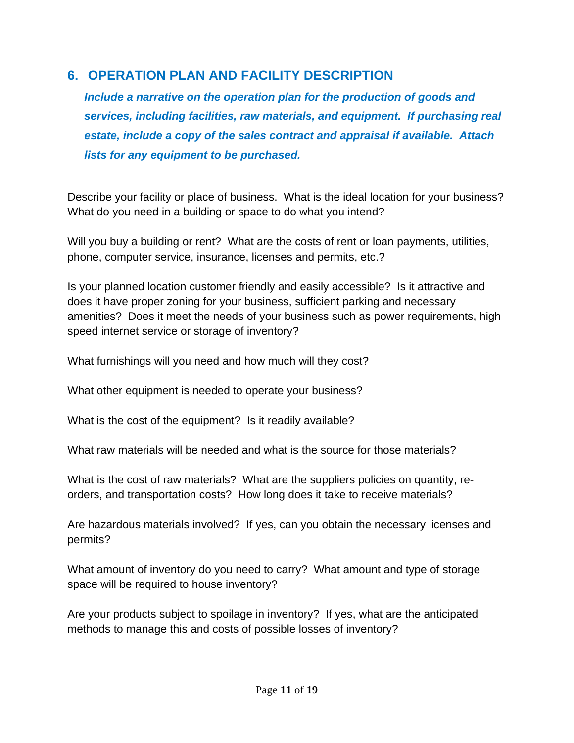## 6. OPERATION PLAN AND FACILITY DESCRIPTION

***Include a narrative on the operation plan for the production of goods and services, including facilities, raw materials, and equipment. If purchasing real estate, include a copy of the sales contract and appraisal if available. Attach lists for any equipment to be purchased.***

Describe your facility or place of business. What is the ideal location for your business? What do you need in a building or space to do what you intend?

Will you buy a building or rent? What are the costs of rent or loan payments, utilities, phone, computer service, insurance, licenses and permits, etc.?

Is your planned location customer friendly and easily accessible? Is it attractive and does it have proper zoning for your business, sufficient parking and necessary amenities? Does it meet the needs of your business such as power requirements, high speed internet service or storage of inventory?

What furnishings will you need and how much will they cost?

What other equipment is needed to operate your business?

What is the cost of the equipment? Is it readily available?

What raw materials will be needed and what is the source for those materials?

What is the cost of raw materials? What are the suppliers policies on quantity, re-orders, and transportation costs? How long does it take to receive materials?

Are hazardous materials involved? If yes, can you obtain the necessary licenses and permits?

What amount of inventory do you need to carry? What amount and type of storage space will be required to house inventory?

Are your products subject to spoilage in inventory? If yes, what are the anticipated methods to manage this and costs of possible losses of inventory?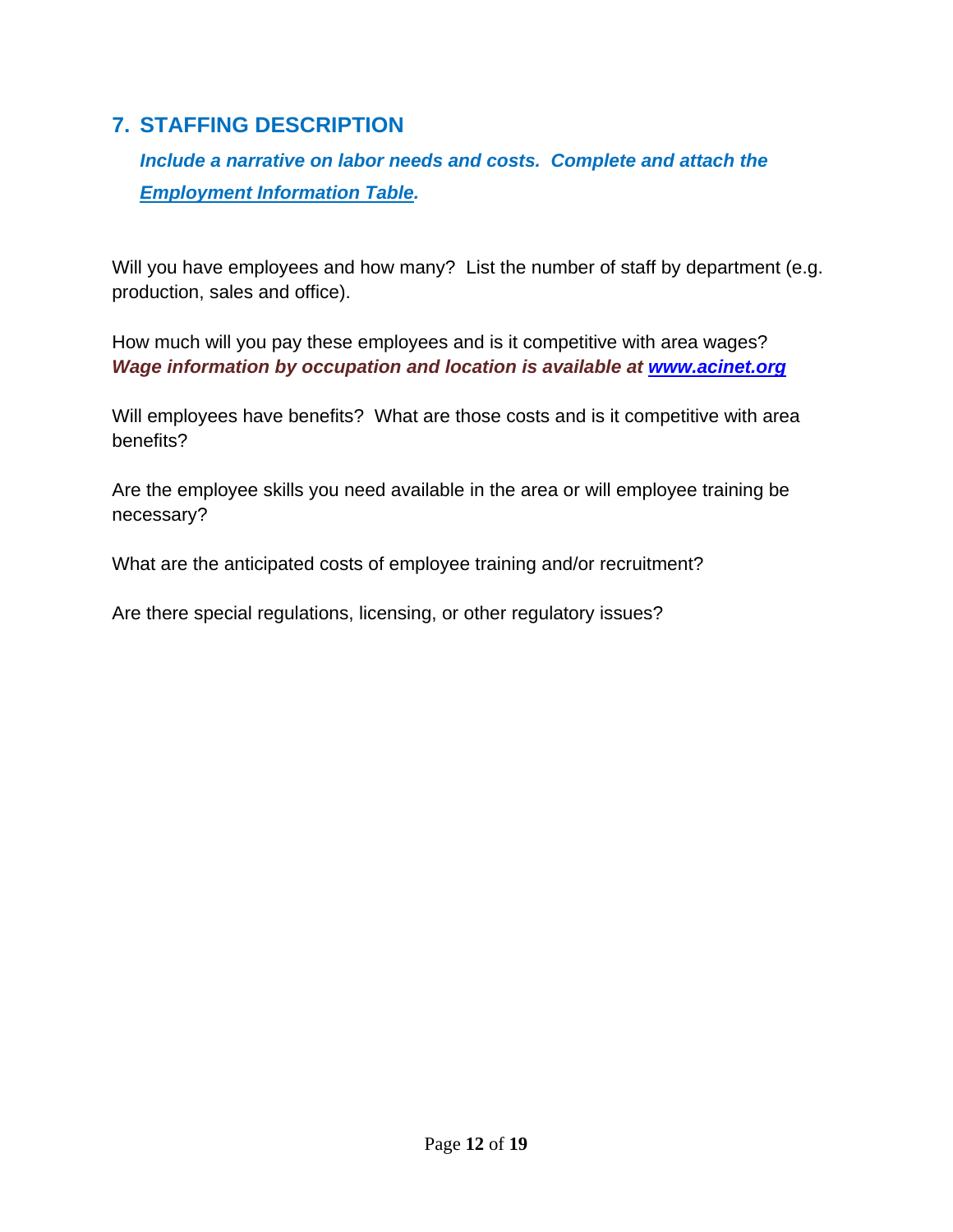## 7. STAFFING DESCRIPTION

***Include a narrative on labor needs and costs. Complete and attach the [Employment Information Table](#).***

Will you have employees and how many? List the number of staff by department (e.g. production, sales and office).

How much will you pay these employees and is it competitive with area wages?
***Wage information by occupation and location is available at [www.acinet.org](http://www.acinet.org)***

Will employees have benefits? What are those costs and is it competitive with area benefits?

Are the employee skills you need available in the area or will employee training be necessary?

What are the anticipated costs of employee training and/or recruitment?

Are there special regulations, licensing, or other regulatory issues?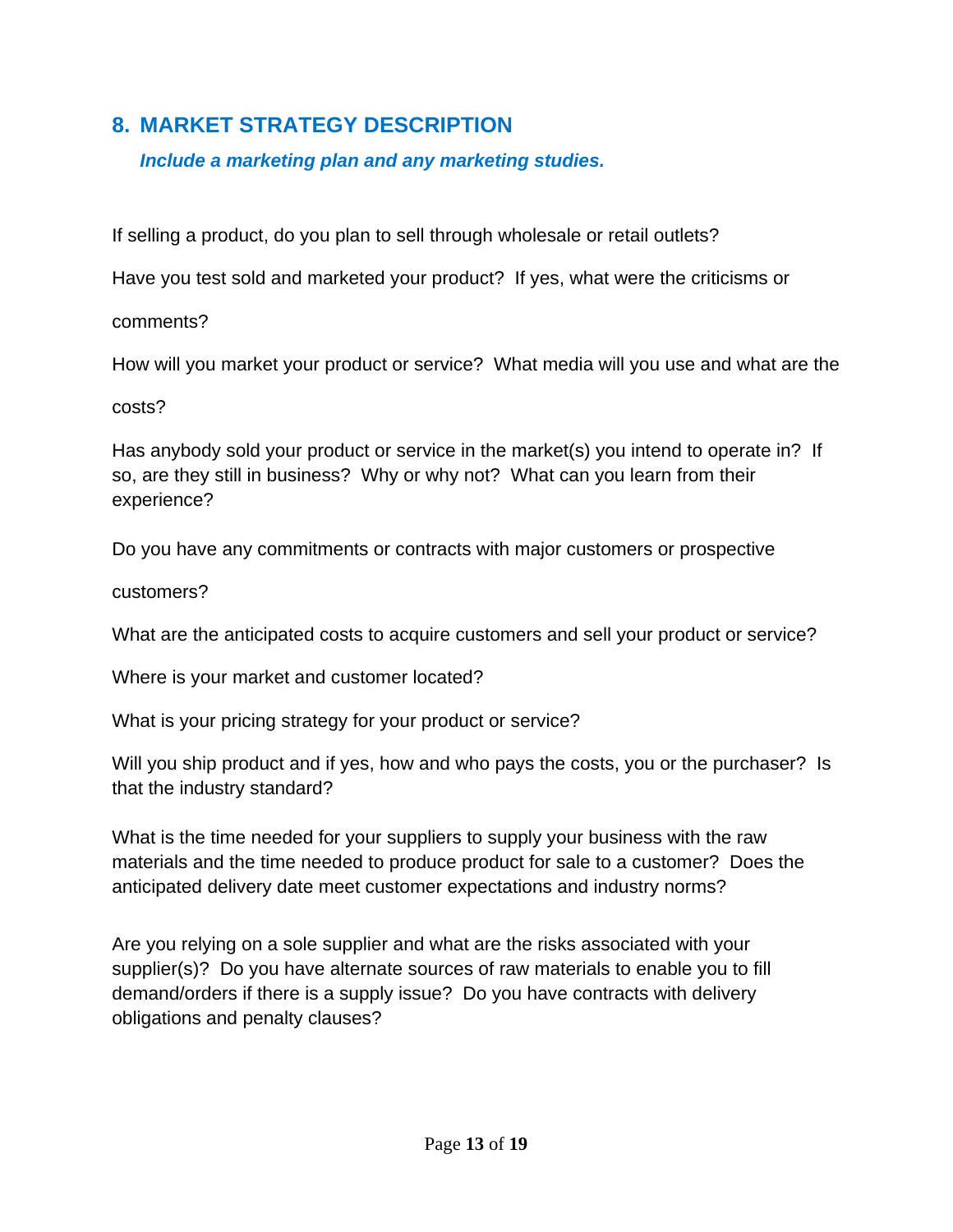## 8. MARKET STRATEGY DESCRIPTION

***Include a marketing plan and any marketing studies.***

If selling a product, do you plan to sell through wholesale or retail outlets?

Have you test sold and marketed your product? If yes, what were the criticisms or comments?

How will you market your product or service? What media will you use and what are the costs?

Has anybody sold your product or service in the market(s) you intend to operate in? If so, are they still in business? Why or why not? What can you learn from their experience?

Do you have any commitments or contracts with major customers or prospective customers?

What are the anticipated costs to acquire customers and sell your product or service?

Where is your market and customer located?

What is your pricing strategy for your product or service?

Will you ship product and if yes, how and who pays the costs, you or the purchaser? Is that the industry standard?

What is the time needed for your suppliers to supply your business with the raw materials and the time needed to produce product for sale to a customer? Does the anticipated delivery date meet customer expectations and industry norms?

Are you relying on a sole supplier and what are the risks associated with your supplier(s)? Do you have alternate sources of raw materials to enable you to fill demand/orders if there is a supply issue? Do you have contracts with delivery obligations and penalty clauses?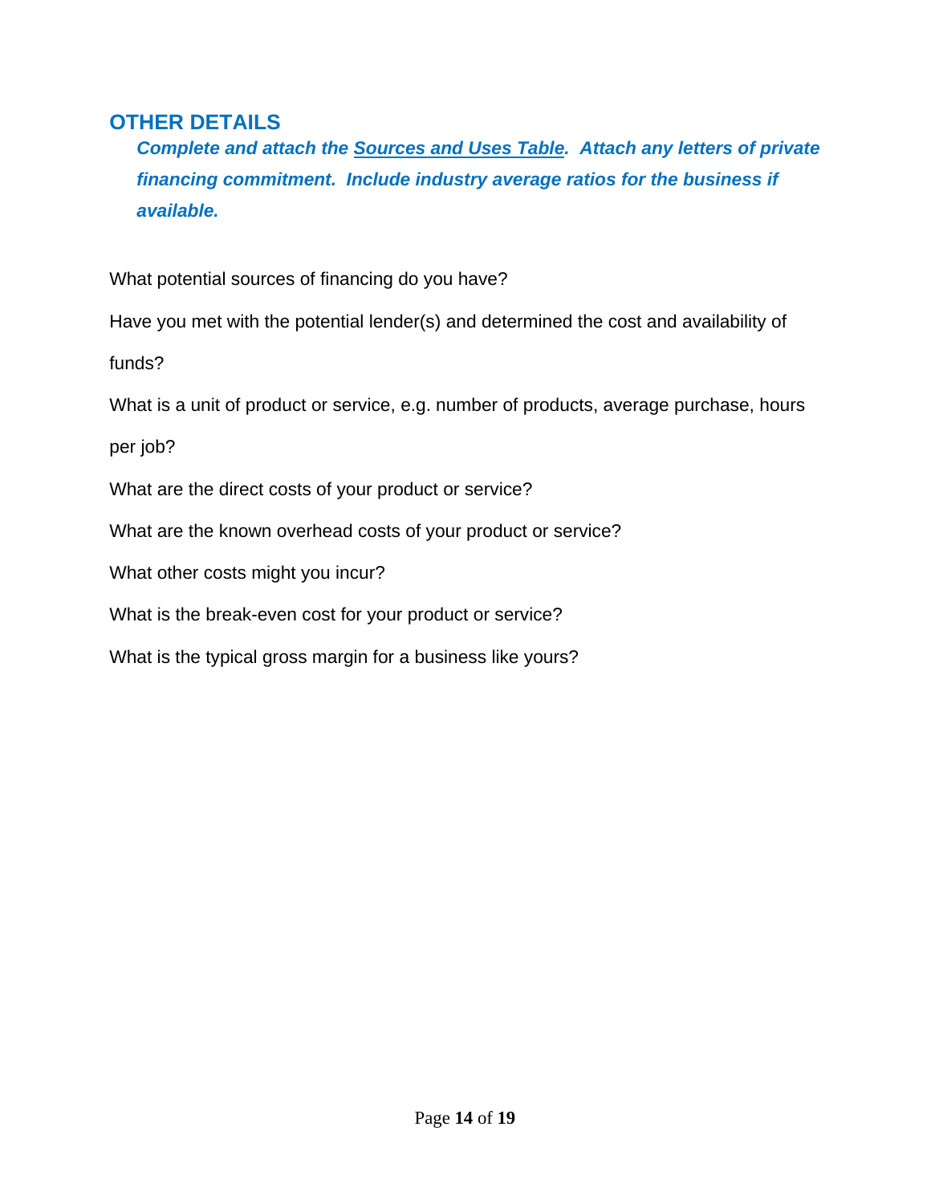## OTHER DETAILS

***Complete and attach the Sources and Uses Table. Attach any letters of private financing commitment. Include industry average ratios for the business if available.***

What potential sources of financing do you have?

Have you met with the potential lender(s) and determined the cost and availability of funds?

What is a unit of product or service, e.g. number of products, average purchase, hours per job?

What are the direct costs of your product or service?

What are the known overhead costs of your product or service?

What other costs might you incur?

What is the break-even cost for your product or service?

What is the typical gross margin for a business like yours?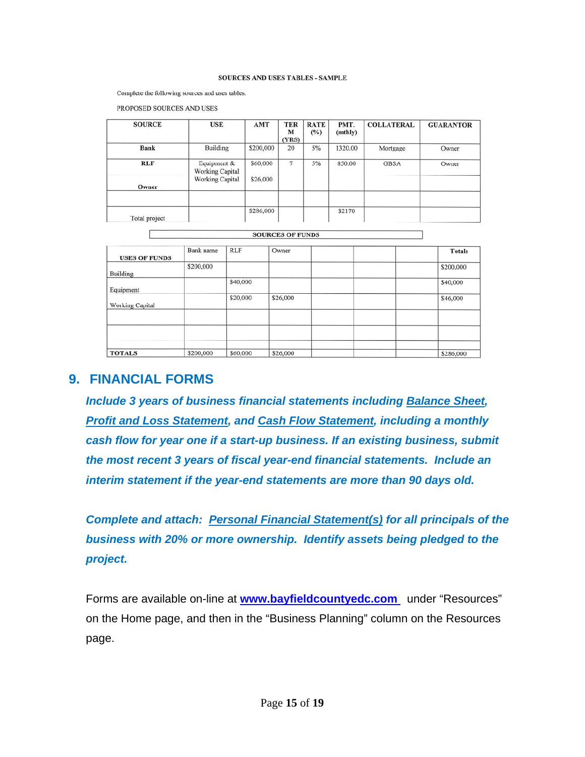**SOURCES AND USES TABLES - SAMPLE**

Complete the following sources and uses tables.

PROPOSED SOURCES AND USES

| SOURCE | USE | AMT | TERM (YRS) | RATE (%) | PMT. (mthly) | COLLATERAL | GUARANTOR |
|---|---|---|---|---|---|---|---|
| **Bank** | Building | $200,000 | 20 | 5% | 1320.00 | Mortgage | Owner |
| **RLF** | Equipment & Working Capital | $60,000 | 7 | 5% | 850.00 | GBSA | Owner |
| Owner | Working Capital | $26,000 | | | | | |
| | | | | | | | |
| Total project | | $286,000 | | | $2170 | | |

| **USES OF FUNDS** | Bank name | RLF | Owner | | | | **Totals** |
|---|---|---|---|---|---|---|---|
| | **SOURCES OF FUNDS** | | | | | | |
| Building | $200,000 | | | | | | $200,000 |
| Equipment | | $40,000 | | | | | $40,000 |
| Working Capital | | $20,000 | $26,000 | | | | $46,000 |
| | | | | | | | |
| | | | | | | | |
| **TOTALS** | $200,000 | $60,000 | $26,000 | | | | $286,000 |

## 9. FINANCIAL FORMS

***Include 3 years of business financial statements including Balance Sheet, Profit and Loss Statement, and Cash Flow Statement, including a monthly cash flow for year one if a start-up business. If an existing business, submit the most recent 3 years of fiscal year-end financial statements. Include an interim statement if the year-end statements are more than 90 days old.***

***Complete and attach: Personal Financial Statement(s) for all principals of the business with 20% or more ownership. Identify assets being pledged to the project.***

Forms are available on-line at **www.bayfieldcountyedc.com** under "Resources" on the Home page, and then in the "Business Planning" column on the Resources page.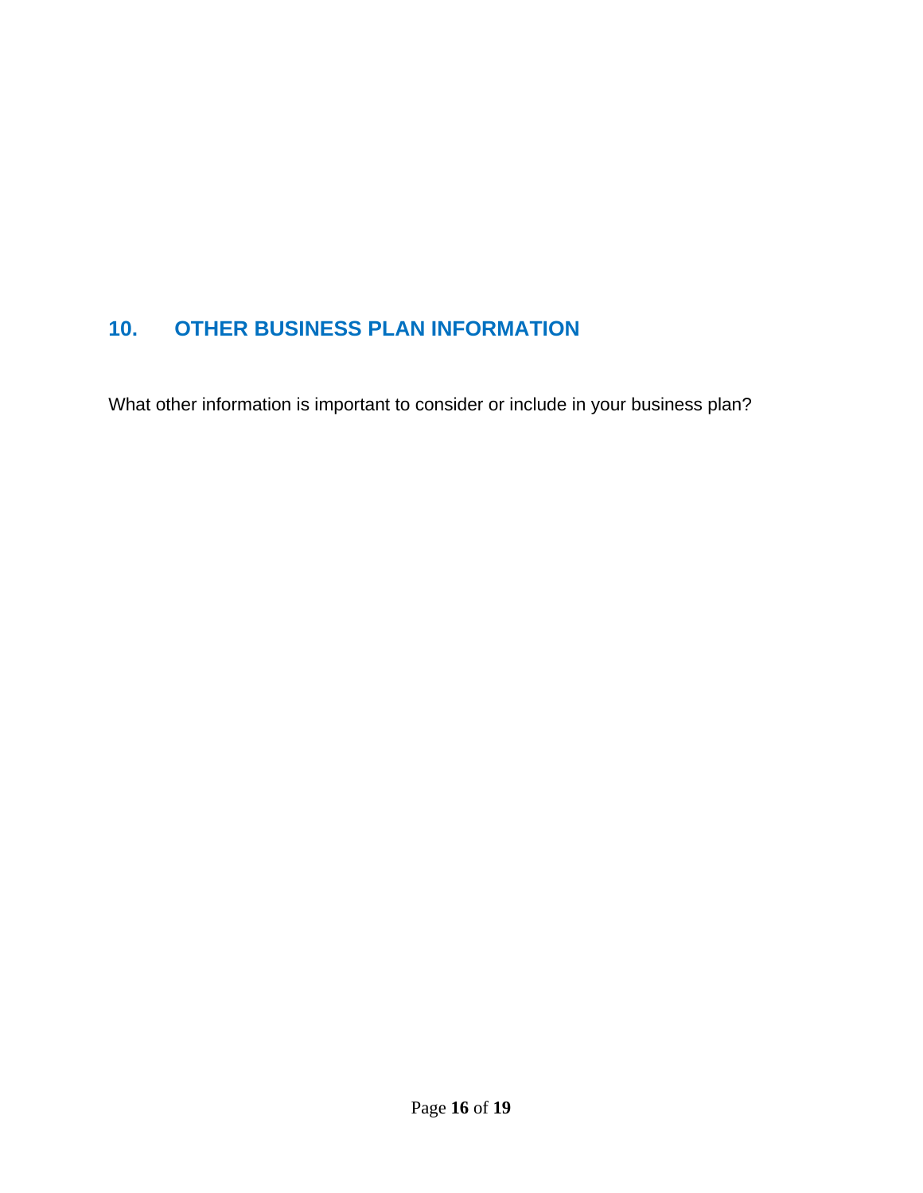## 10. OTHER BUSINESS PLAN INFORMATION

What other information is important to consider or include in your business plan?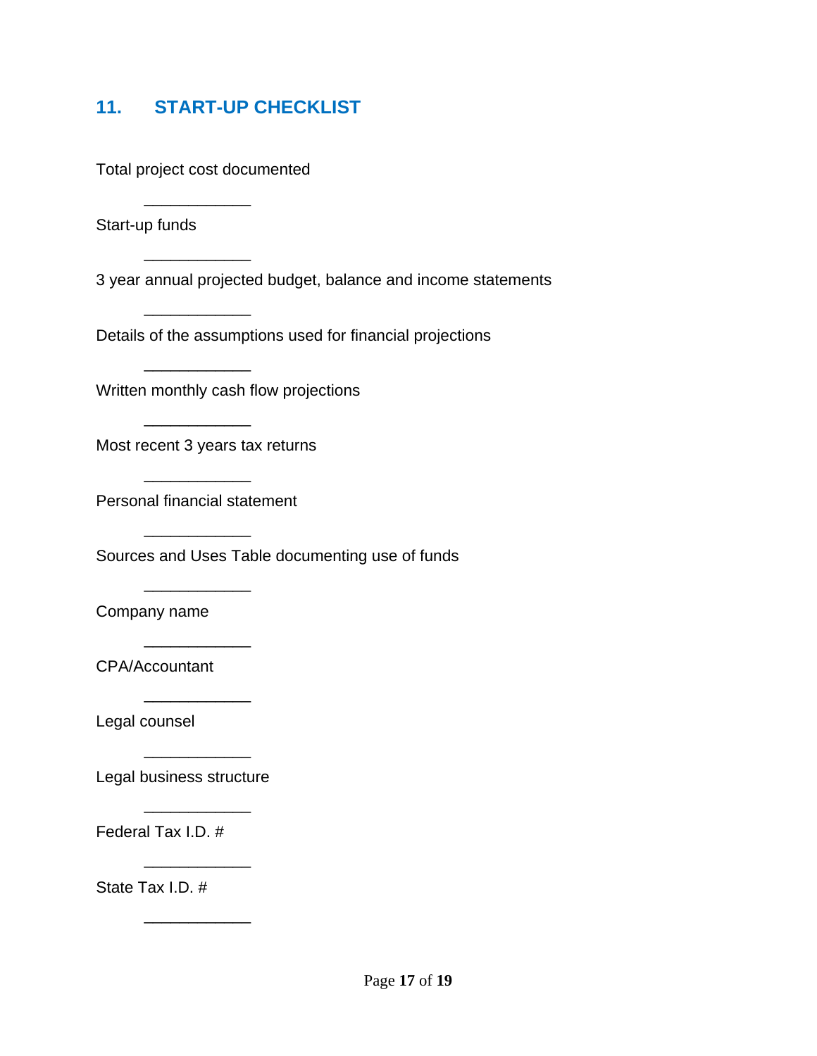## 11. START-UP CHECKLIST

Total project cost documented

\_\_\_\_\_\_\_\_\_\_\_\_

Start-up funds

\_\_\_\_\_\_\_\_\_\_\_\_

3 year annual projected budget, balance and income statements

\_\_\_\_\_\_\_\_\_\_\_\_

Details of the assumptions used for financial projections

\_\_\_\_\_\_\_\_\_\_\_\_

Written monthly cash flow projections

\_\_\_\_\_\_\_\_\_\_\_\_

Most recent 3 years tax returns

\_\_\_\_\_\_\_\_\_\_\_\_

Personal financial statement

\_\_\_\_\_\_\_\_\_\_\_\_

Sources and Uses Table documenting use of funds

\_\_\_\_\_\_\_\_\_\_\_\_

Company name

\_\_\_\_\_\_\_\_\_\_\_\_

CPA/Accountant

\_\_\_\_\_\_\_\_\_\_\_\_

Legal counsel

\_\_\_\_\_\_\_\_\_\_\_\_

Legal business structure

\_\_\_\_\_\_\_\_\_\_\_\_

Federal Tax I.D. #

\_\_\_\_\_\_\_\_\_\_\_\_

State Tax I.D. #

\_\_\_\_\_\_\_\_\_\_\_\_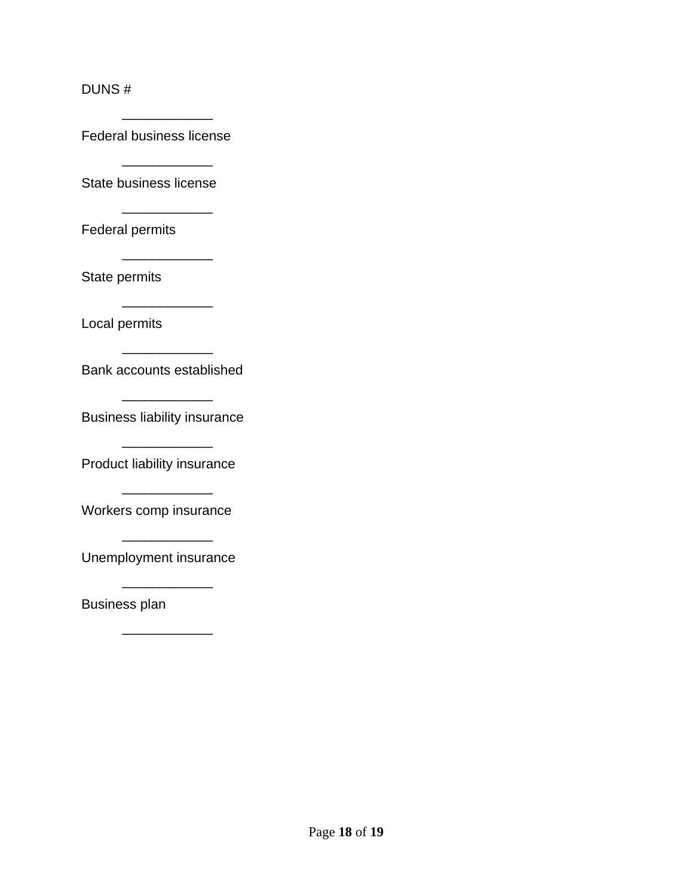DUNS #

____________

Federal business license

____________

State business license

____________

Federal permits

____________

State permits

____________

Local permits

____________

Bank accounts established

____________

Business liability insurance

____________

Product liability insurance

____________

Workers comp insurance

____________

Unemployment insurance

____________

Business plan

____________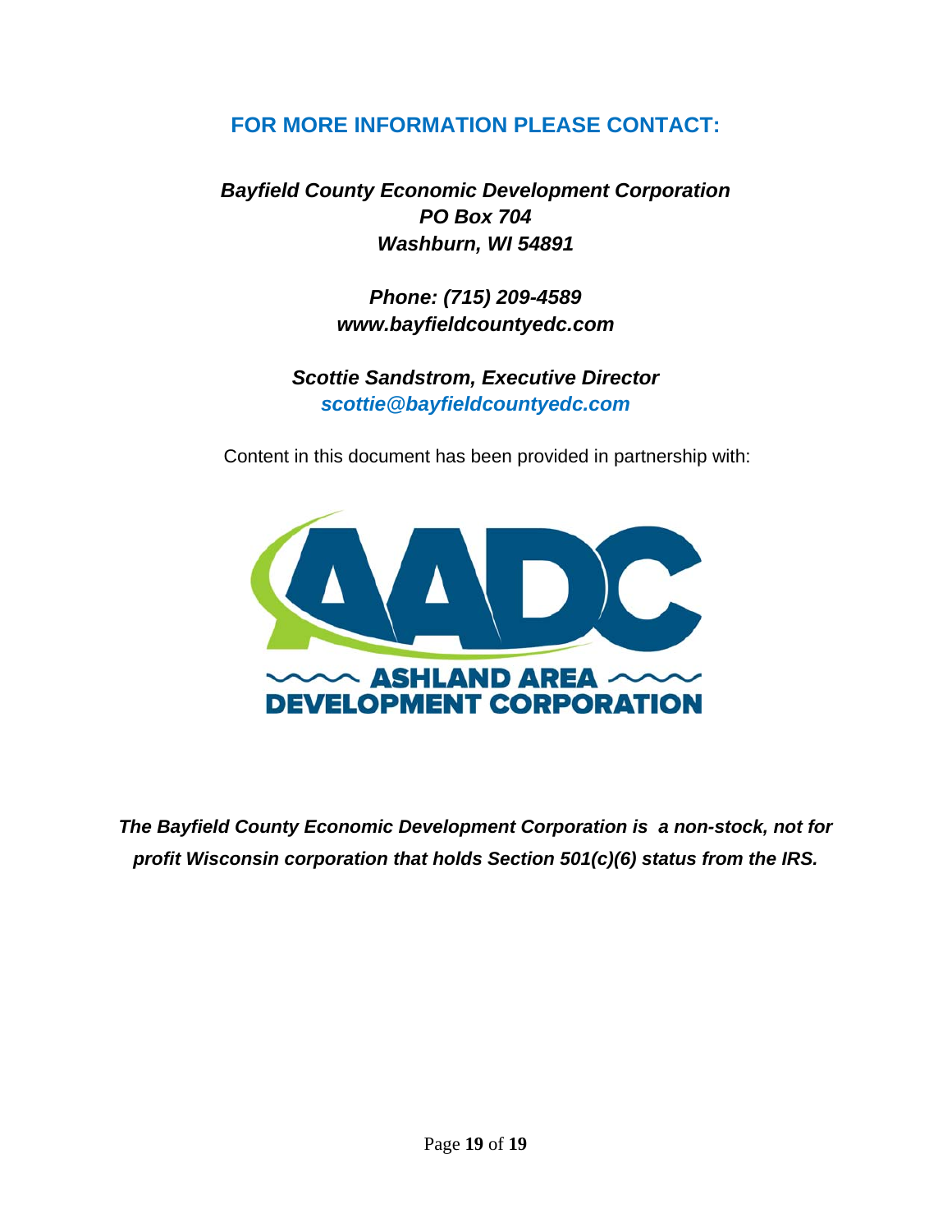## FOR MORE INFORMATION PLEASE CONTACT:

***Bayfield County Economic Development Corporation***
***PO Box 704***
***Washburn, WI 54891***

***Phone: (715) 209-4589***
***www.bayfieldcountyedc.com***

***Scottie Sandstrom, Executive Director***
***scottie@bayfieldcountyedc.com***

Content in this document has been provided in partnership with:

AADC
ASHLAND AREA
DEVELOPMENT CORPORATION

***The Bayfield County Economic Development Corporation is a non-stock, not for profit Wisconsin corporation that holds Section 501(c)(6) status from the IRS.***